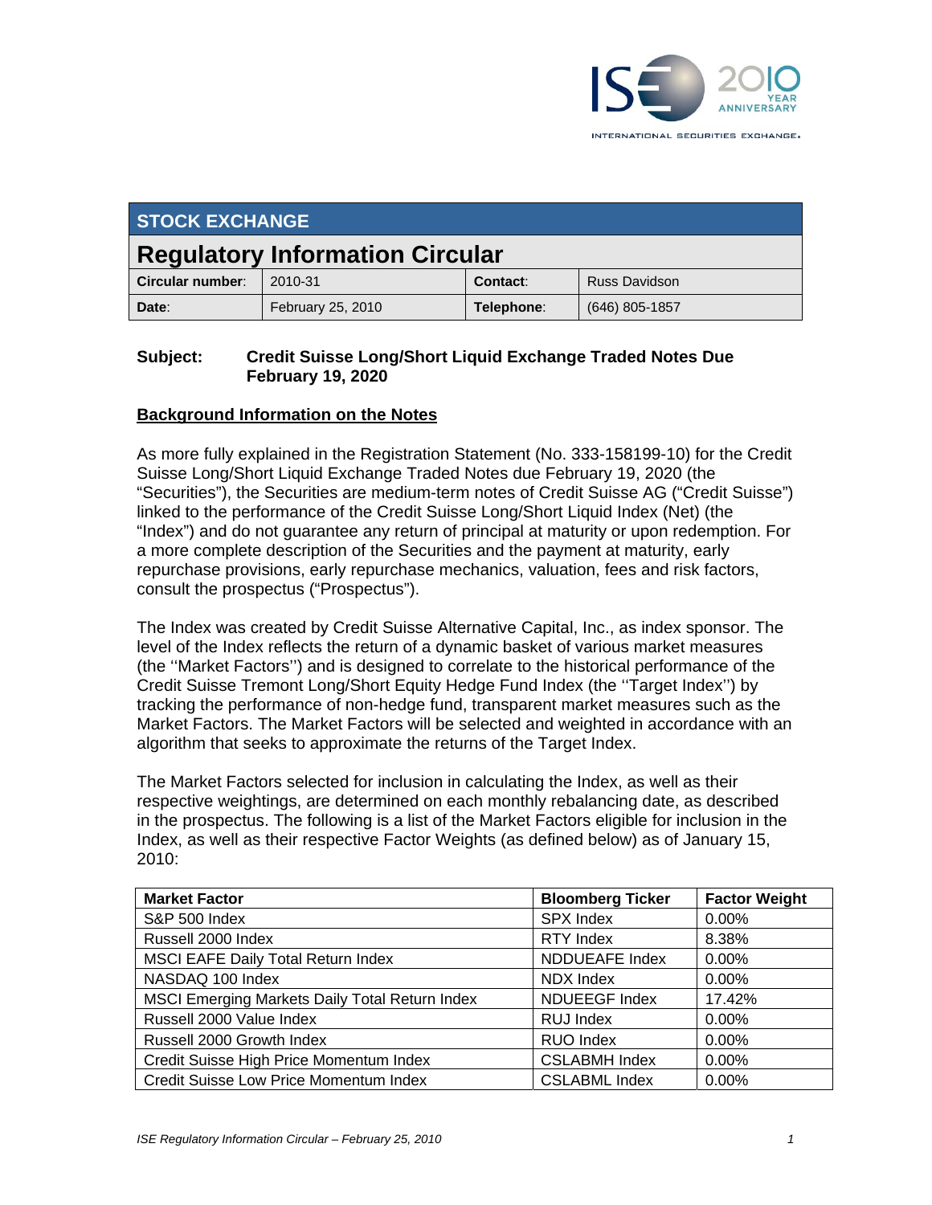INTERNATIONAL SECURITIES EXCHANGE.

## STOCK EXCHANGE

# Regulatory Information Circular

| Circular number: | 2010-31 | Contact: | Russ Davidson |
|---|---|---|---|
| Date: | February 25, 2010 | Telephone: | (646) 805-1857 |

**Subject:** **Credit Suisse Long/Short Liquid Exchange Traded Notes Due February 19, 2020**

## Background Information on the Notes

As more fully explained in the Registration Statement (No. 333-158199-10) for the Credit Suisse Long/Short Liquid Exchange Traded Notes due February 19, 2020 (the "Securities"), the Securities are medium-term notes of Credit Suisse AG ("Credit Suisse") linked to the performance of the Credit Suisse Long/Short Liquid Index (Net) (the "Index") and do not guarantee any return of principal at maturity or upon redemption. For a more complete description of the Securities and the payment at maturity, early repurchase provisions, early repurchase mechanics, valuation, fees and risk factors, consult the prospectus ("Prospectus").

The Index was created by Credit Suisse Alternative Capital, Inc., as index sponsor. The level of the Index reflects the return of a dynamic basket of various market measures (the ''Market Factors'') and is designed to correlate to the historical performance of the Credit Suisse Tremont Long/Short Equity Hedge Fund Index (the ''Target Index'') by tracking the performance of non-hedge fund, transparent market measures such as the Market Factors. The Market Factors will be selected and weighted in accordance with an algorithm that seeks to approximate the returns of the Target Index.

The Market Factors selected for inclusion in calculating the Index, as well as their respective weightings, are determined on each monthly rebalancing date, as described in the prospectus. The following is a list of the Market Factors eligible for inclusion in the Index, as well as their respective Factor Weights (as defined below) as of January 15, 2010:

| Market Factor | Bloomberg Ticker | Factor Weight |
|---|---|---|
| S&P 500 Index | SPX Index | 0.00% |
| Russell 2000 Index | RTY Index | 8.38% |
| MSCI EAFE Daily Total Return Index | NDDUEAFE Index | 0.00% |
| NASDAQ 100 Index | NDX Index | 0.00% |
| MSCI Emerging Markets Daily Total Return Index | NDUEEGF Index | 17.42% |
| Russell 2000 Value Index | RUJ Index | 0.00% |
| Russell 2000 Growth Index | RUO Index | 0.00% |
| Credit Suisse High Price Momentum Index | CSLABMH Index | 0.00% |
| Credit Suisse Low Price Momentum Index | CSLABML Index | 0.00% |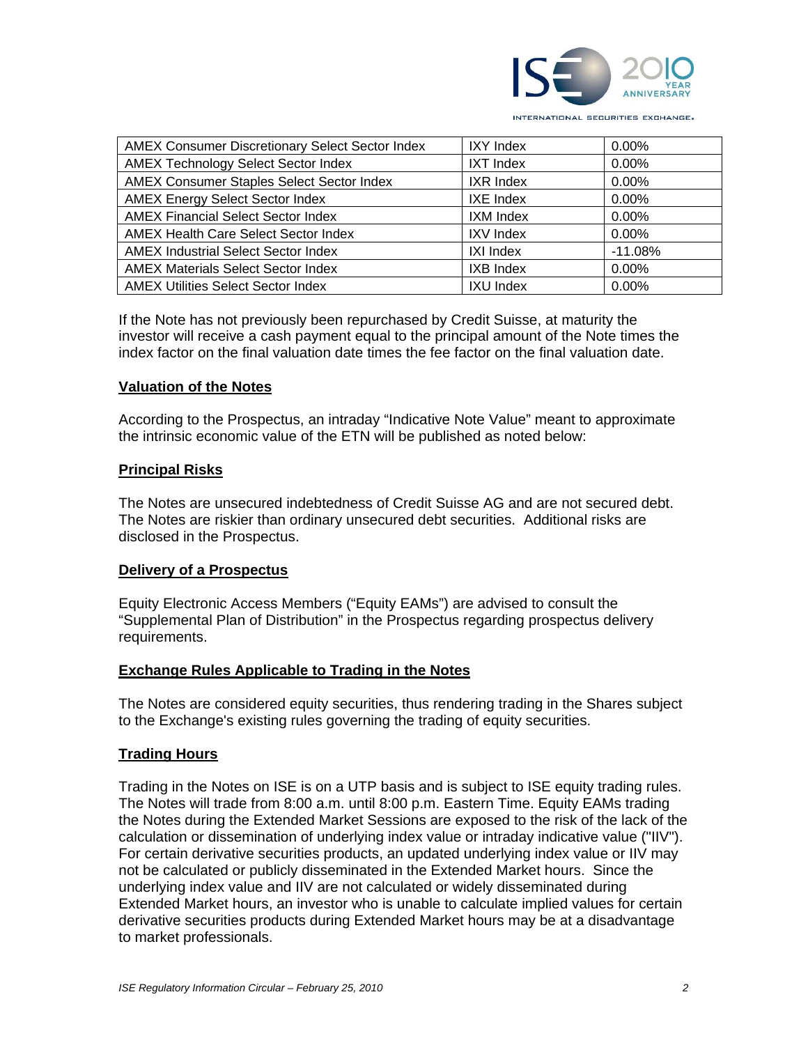| | | |
|---|---|---|
| AMEX Consumer Discretionary Select Sector Index | IXY Index | 0.00% |
| AMEX Technology Select Sector Index | IXT Index | 0.00% |
| AMEX Consumer Staples Select Sector Index | IXR Index | 0.00% |
| AMEX Energy Select Sector Index | IXE Index | 0.00% |
| AMEX Financial Select Sector Index | IXM Index | 0.00% |
| AMEX Health Care Select Sector Index | IXV Index | 0.00% |
| AMEX Industrial Select Sector Index | IXI Index | -11.08% |
| AMEX Materials Select Sector Index | IXB Index | 0.00% |
| AMEX Utilities Select Sector Index | IXU Index | 0.00% |

If the Note has not previously been repurchased by Credit Suisse, at maturity the investor will receive a cash payment equal to the principal amount of the Note times the index factor on the final valuation date times the fee factor on the final valuation date.

## Valuation of the Notes

According to the Prospectus, an intraday "Indicative Note Value" meant to approximate the intrinsic economic value of the ETN will be published as noted below:

## Principal Risks

The Notes are unsecured indebtedness of Credit Suisse AG and are not secured debt. The Notes are riskier than ordinary unsecured debt securities. Additional risks are disclosed in the Prospectus.

## Delivery of a Prospectus

Equity Electronic Access Members ("Equity EAMs") are advised to consult the "Supplemental Plan of Distribution" in the Prospectus regarding prospectus delivery requirements.

## Exchange Rules Applicable to Trading in the Notes

The Notes are considered equity securities, thus rendering trading in the Shares subject to the Exchange's existing rules governing the trading of equity securities.

## Trading Hours

Trading in the Notes on ISE is on a UTP basis and is subject to ISE equity trading rules. The Notes will trade from 8:00 a.m. until 8:00 p.m. Eastern Time. Equity EAMs trading the Notes during the Extended Market Sessions are exposed to the risk of the lack of the calculation or dissemination of underlying index value or intraday indicative value ("IIV"). For certain derivative securities products, an updated underlying index value or IIV may not be calculated or publicly disseminated in the Extended Market hours. Since the underlying index value and IIV are not calculated or widely disseminated during Extended Market hours, an investor who is unable to calculate implied values for certain derivative securities products during Extended Market hours may be at a disadvantage to market professionals.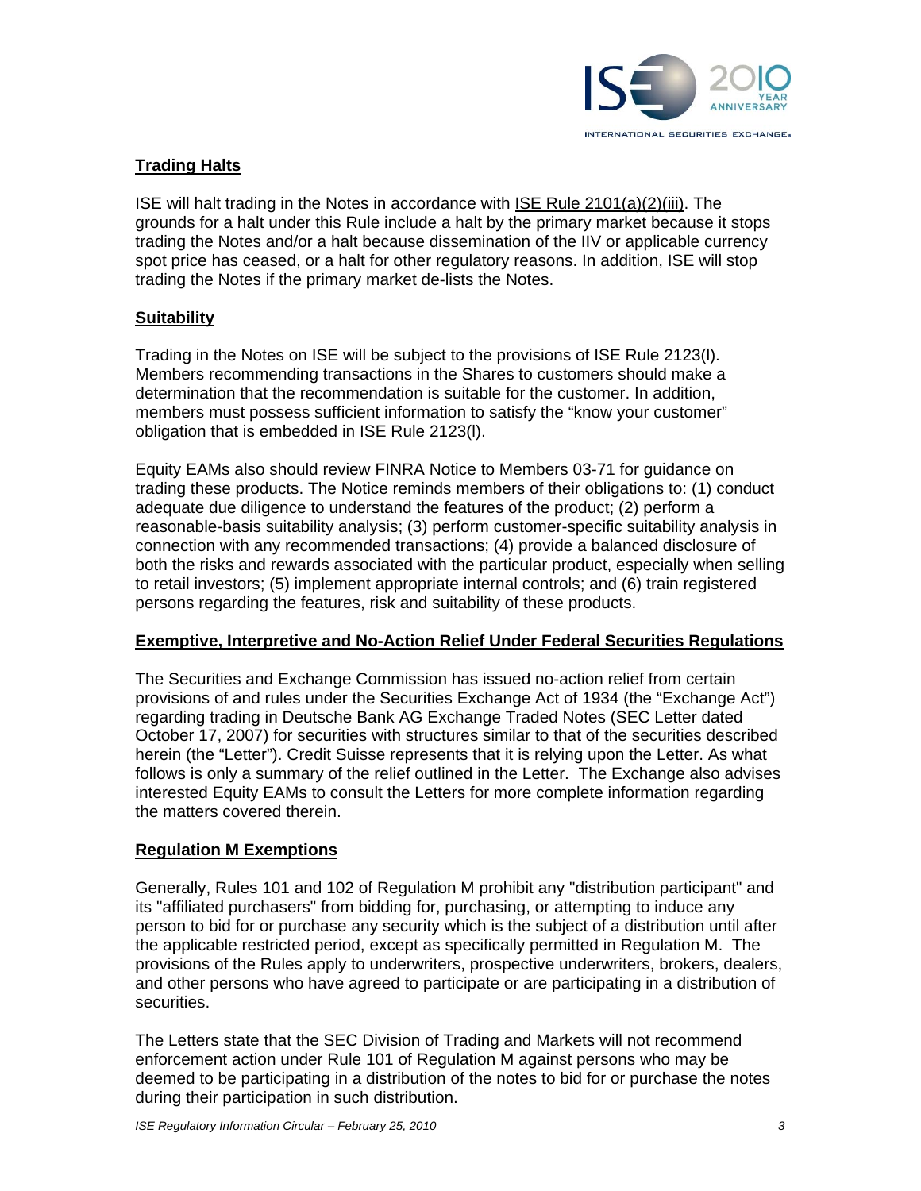## Trading Halts

ISE will halt trading in the Notes in accordance with ISE Rule 2101(a)(2)(iii). The grounds for a halt under this Rule include a halt by the primary market because it stops trading the Notes and/or a halt because dissemination of the IIV or applicable currency spot price has ceased, or a halt for other regulatory reasons. In addition, ISE will stop trading the Notes if the primary market de-lists the Notes.

## Suitability

Trading in the Notes on ISE will be subject to the provisions of ISE Rule 2123(l). Members recommending transactions in the Shares to customers should make a determination that the recommendation is suitable for the customer. In addition, members must possess sufficient information to satisfy the "know your customer" obligation that is embedded in ISE Rule 2123(l).

Equity EAMs also should review FINRA Notice to Members 03-71 for guidance on trading these products. The Notice reminds members of their obligations to: (1) conduct adequate due diligence to understand the features of the product; (2) perform a reasonable-basis suitability analysis; (3) perform customer-specific suitability analysis in connection with any recommended transactions; (4) provide a balanced disclosure of both the risks and rewards associated with the particular product, especially when selling to retail investors; (5) implement appropriate internal controls; and (6) train registered persons regarding the features, risk and suitability of these products.

## Exemptive, Interpretive and No-Action Relief Under Federal Securities Regulations

The Securities and Exchange Commission has issued no-action relief from certain provisions of and rules under the Securities Exchange Act of 1934 (the "Exchange Act") regarding trading in Deutsche Bank AG Exchange Traded Notes (SEC Letter dated October 17, 2007) for securities with structures similar to that of the securities described herein (the "Letter"). Credit Suisse represents that it is relying upon the Letter. As what follows is only a summary of the relief outlined in the Letter. The Exchange also advises interested Equity EAMs to consult the Letters for more complete information regarding the matters covered therein.

## Regulation M Exemptions

Generally, Rules 101 and 102 of Regulation M prohibit any "distribution participant" and its "affiliated purchasers" from bidding for, purchasing, or attempting to induce any person to bid for or purchase any security which is the subject of a distribution until after the applicable restricted period, except as specifically permitted in Regulation M. The provisions of the Rules apply to underwriters, prospective underwriters, brokers, dealers, and other persons who have agreed to participate or are participating in a distribution of securities.

The Letters state that the SEC Division of Trading and Markets will not recommend enforcement action under Rule 101 of Regulation M against persons who may be deemed to be participating in a distribution of the notes to bid for or purchase the notes during their participation in such distribution.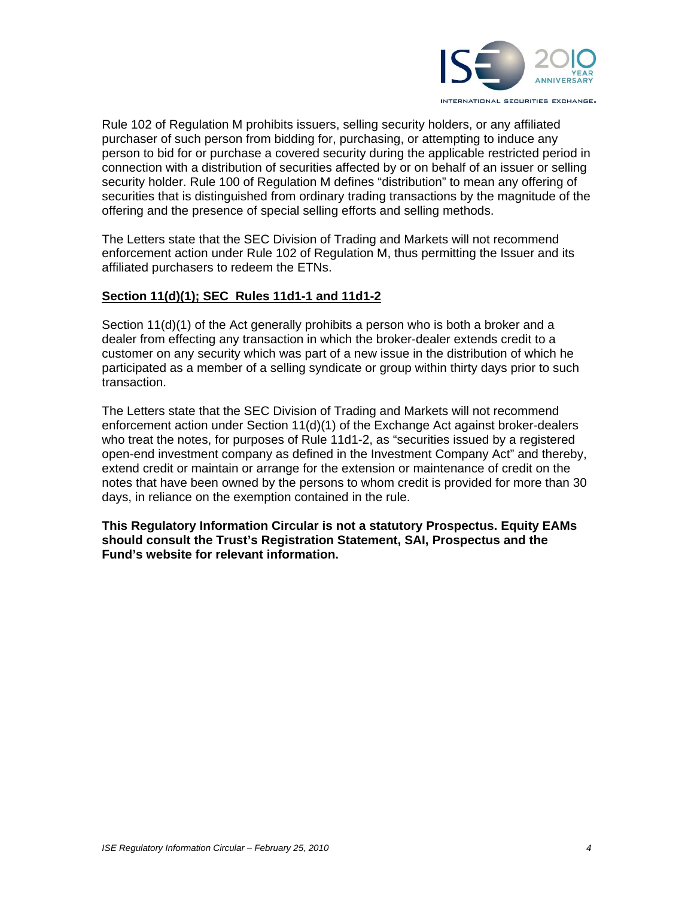Rule 102 of Regulation M prohibits issuers, selling security holders, or any affiliated purchaser of such person from bidding for, purchasing, or attempting to induce any person to bid for or purchase a covered security during the applicable restricted period in connection with a distribution of securities affected by or on behalf of an issuer or selling security holder. Rule 100 of Regulation M defines "distribution" to mean any offering of securities that is distinguished from ordinary trading transactions by the magnitude of the offering and the presence of special selling efforts and selling methods.

The Letters state that the SEC Division of Trading and Markets will not recommend enforcement action under Rule 102 of Regulation M, thus permitting the Issuer and its affiliated purchasers to redeem the ETNs.

**<u>Section 11(d)(1); SEC Rules 11d1-1 and 11d1-2</u>**

Section 11(d)(1) of the Act generally prohibits a person who is both a broker and a dealer from effecting any transaction in which the broker-dealer extends credit to a customer on any security which was part of a new issue in the distribution of which he participated as a member of a selling syndicate or group within thirty days prior to such transaction.

The Letters state that the SEC Division of Trading and Markets will not recommend enforcement action under Section 11(d)(1) of the Exchange Act against broker-dealers who treat the notes, for purposes of Rule 11d1-2, as "securities issued by a registered open-end investment company as defined in the Investment Company Act" and thereby, extend credit or maintain or arrange for the extension or maintenance of credit on the notes that have been owned by the persons to whom credit is provided for more than 30 days, in reliance on the exemption contained in the rule.

**This Regulatory Information Circular is not a statutory Prospectus. Equity EAMs should consult the Trust's Registration Statement, SAI, Prospectus and the Fund's website for relevant information.**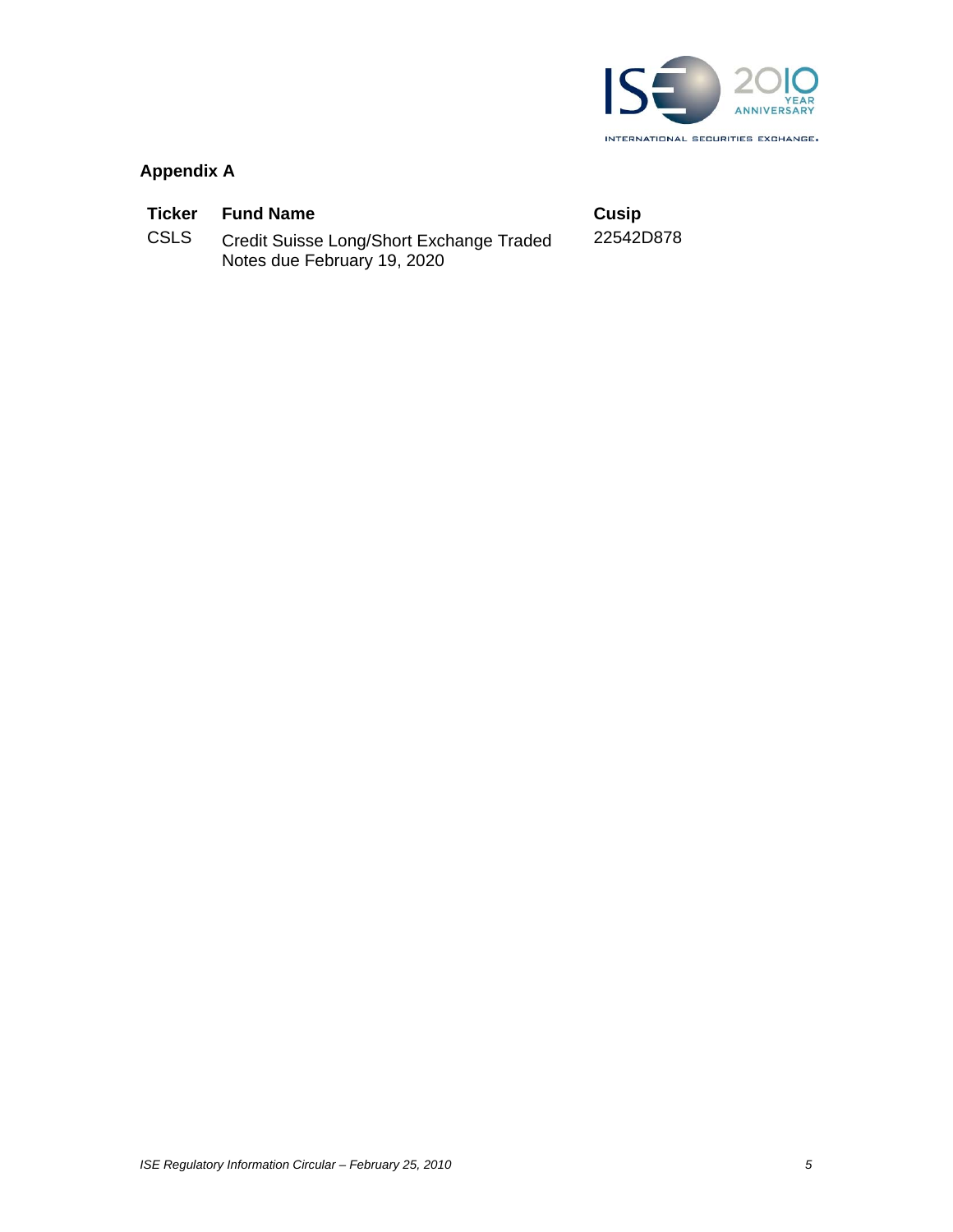## Appendix A

| Ticker | Fund Name | Cusip |
|---|---|---|
| CSLS | Credit Suisse Long/Short Exchange Traded Notes due February 19, 2020 | 22542D878 |